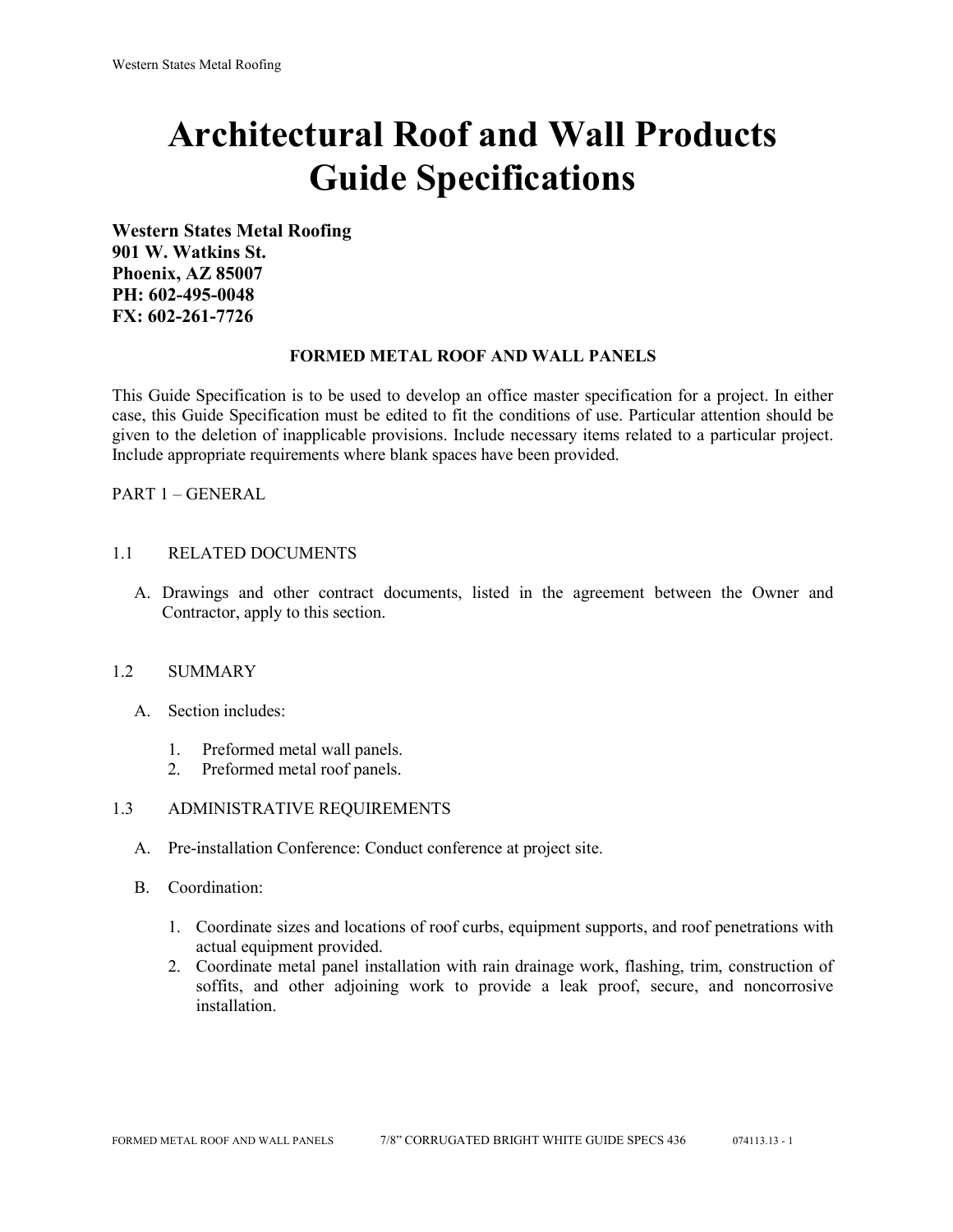# Architectural Roof and Wall Products Guide Specifications

**Western States Metal Roofing**
**901 W. Watkins St.**
**Phoenix, AZ 85007**
**PH: 602-495-0048**
**FX: 602-261-7726**

**FORMED METAL ROOF AND WALL PANELS**

This Guide Specification is to be used to develop an office master specification for a project. In either case, this Guide Specification must be edited to fit the conditions of use. Particular attention should be given to the deletion of inapplicable provisions. Include necessary items related to a particular project. Include appropriate requirements where blank spaces have been provided.

PART 1 – GENERAL

1.1 RELATED DOCUMENTS

A. Drawings and other contract documents, listed in the agreement between the Owner and Contractor, apply to this section.

1.2 SUMMARY

A. Section includes:

1. Preformed metal wall panels.
2. Preformed metal roof panels.

1.3 ADMINISTRATIVE REQUIREMENTS

A. Pre-installation Conference: Conduct conference at project site.

B. Coordination:

1. Coordinate sizes and locations of roof curbs, equipment supports, and roof penetrations with actual equipment provided.
2. Coordinate metal panel installation with rain drainage work, flashing, trim, construction of soffits, and other adjoining work to provide a leak proof, secure, and noncorrosive installation.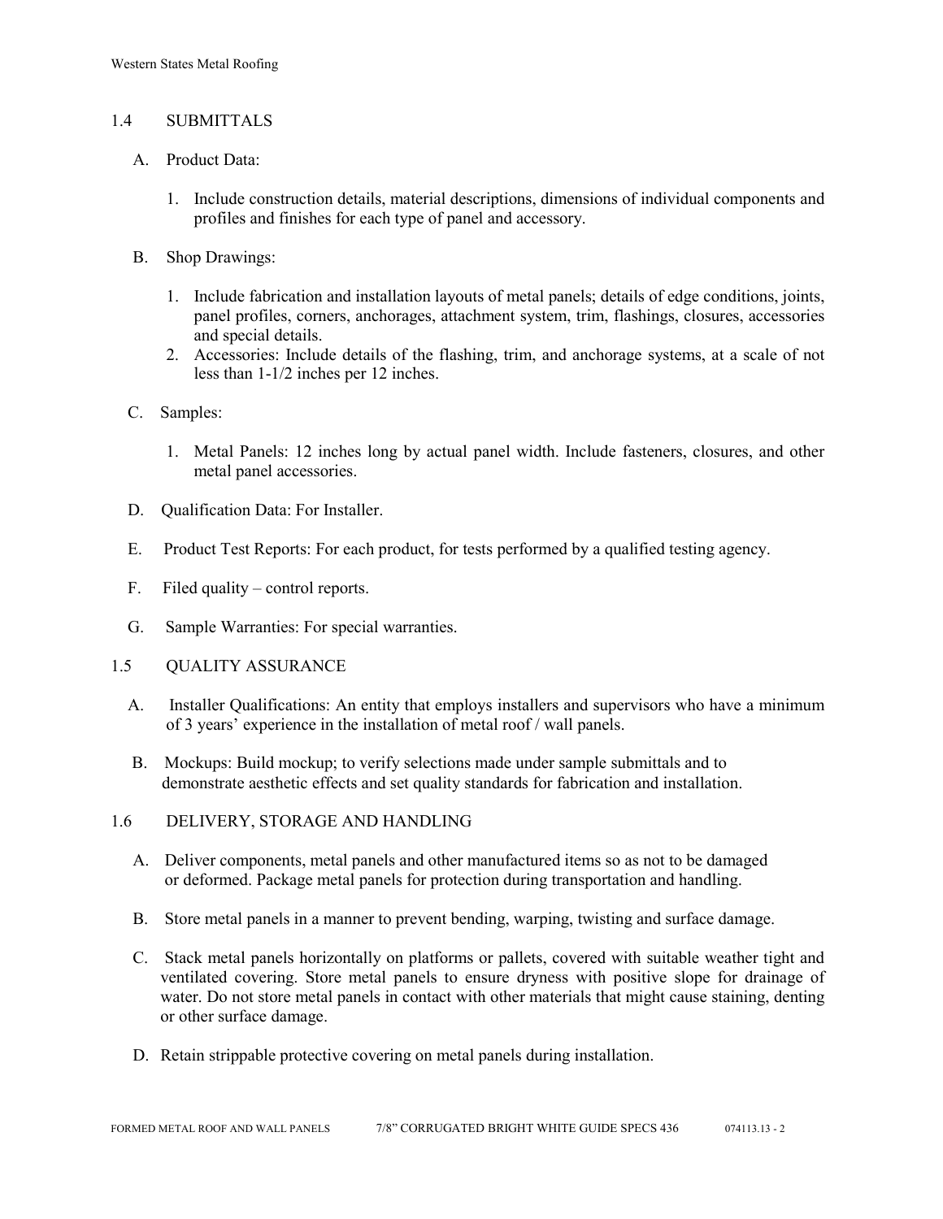## 1.4 SUBMITTALS

A. Product Data:

1. Include construction details, material descriptions, dimensions of individual components and profiles and finishes for each type of panel and accessory.

B. Shop Drawings:

1. Include fabrication and installation layouts of metal panels; details of edge conditions, joints, panel profiles, corners, anchorages, attachment system, trim, flashings, closures, accessories and special details.
2. Accessories: Include details of the flashing, trim, and anchorage systems, at a scale of not less than 1-1/2 inches per 12 inches.

C. Samples:

1. Metal Panels: 12 inches long by actual panel width. Include fasteners, closures, and other metal panel accessories.

D. Qualification Data: For Installer.

E. Product Test Reports: For each product, for tests performed by a qualified testing agency.

F. Filed quality – control reports.

G. Sample Warranties: For special warranties.

## 1.5 QUALITY ASSURANCE

A. Installer Qualifications: An entity that employs installers and supervisors who have a minimum of 3 years' experience in the installation of metal roof / wall panels.

B. Mockups: Build mockup; to verify selections made under sample submittals and to demonstrate aesthetic effects and set quality standards for fabrication and installation.

## 1.6 DELIVERY, STORAGE AND HANDLING

A. Deliver components, metal panels and other manufactured items so as not to be damaged or deformed. Package metal panels for protection during transportation and handling.

B. Store metal panels in a manner to prevent bending, warping, twisting and surface damage.

C. Stack metal panels horizontally on platforms or pallets, covered with suitable weather tight and ventilated covering. Store metal panels to ensure dryness with positive slope for drainage of water. Do not store metal panels in contact with other materials that might cause staining, denting or other surface damage.

D. Retain strippable protective covering on metal panels during installation.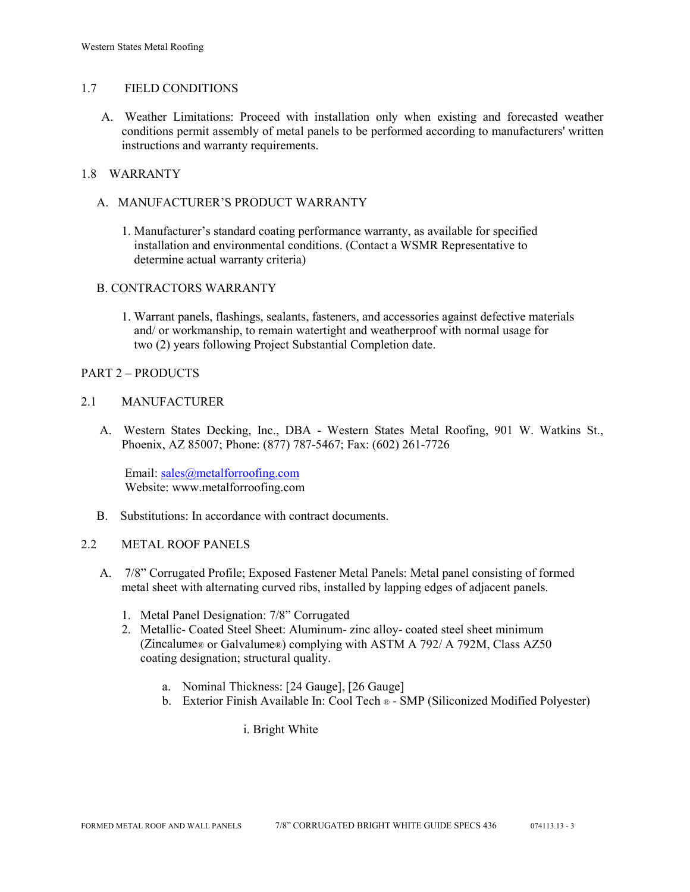## 1.7 FIELD CONDITIONS

A. Weather Limitations: Proceed with installation only when existing and forecasted weather conditions permit assembly of metal panels to be performed according to manufacturers' written instructions and warranty requirements.

## 1.8 WARRANTY

A. MANUFACTURER'S PRODUCT WARRANTY

1. Manufacturer's standard coating performance warranty, as available for specified installation and environmental conditions. (Contact a WSMR Representative to determine actual warranty criteria)

B. CONTRACTORS WARRANTY

1. Warrant panels, flashings, sealants, fasteners, and accessories against defective materials and/ or workmanship, to remain watertight and weatherproof with normal usage for two (2) years following Project Substantial Completion date.

# PART 2 – PRODUCTS

## 2.1 MANUFACTURER

A. Western States Decking, Inc., DBA - Western States Metal Roofing, 901 W. Watkins St., Phoenix, AZ 85007; Phone: (877) 787-5467; Fax: (602) 261-7726

Email: sales@metalforroofing.com
Website: www.metalforroofing.com

B. Substitutions: In accordance with contract documents.

## 2.2 METAL ROOF PANELS

A. 7/8" Corrugated Profile; Exposed Fastener Metal Panels: Metal panel consisting of formed metal sheet with alternating curved ribs, installed by lapping edges of adjacent panels.

1. Metal Panel Designation: 7/8" Corrugated
2. Metallic- Coated Steel Sheet: Aluminum- zinc alloy- coated steel sheet minimum (Zincalume® or Galvalume®) complying with ASTM A 792/ A 792M, Class AZ50 coating designation; structural quality.

   a. Nominal Thickness: [24 Gauge], [26 Gauge]
   b. Exterior Finish Available In: Cool Tech ® - SMP (Siliconized Modified Polyester)

      i. Bright White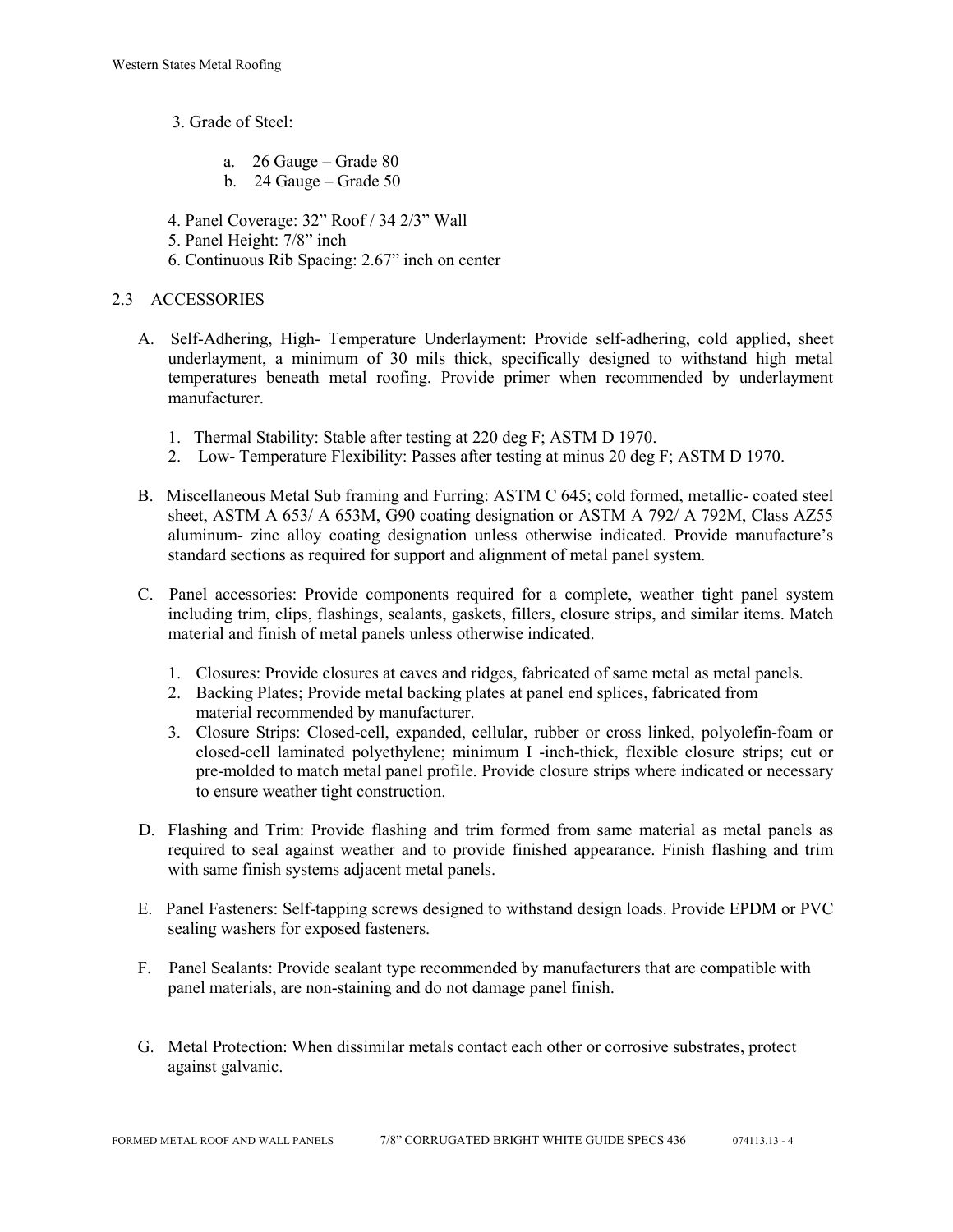3. Grade of Steel:

   a. 26 Gauge – Grade 80
   b. 24 Gauge – Grade 50

4. Panel Coverage: 32" Roof / 34 2/3" Wall
5. Panel Height: 7/8" inch
6. Continuous Rib Spacing: 2.67" inch on center

## 2.3 ACCESSORIES

A. Self-Adhering, High- Temperature Underlayment: Provide self-adhering, cold applied, sheet underlayment, a minimum of 30 mils thick, specifically designed to withstand high metal temperatures beneath metal roofing. Provide primer when recommended by underlayment manufacturer.

   1. Thermal Stability: Stable after testing at 220 deg F; ASTM D 1970.
   2. Low- Temperature Flexibility: Passes after testing at minus 20 deg F; ASTM D 1970.

B. Miscellaneous Metal Sub framing and Furring: ASTM C 645; cold formed, metallic- coated steel sheet, ASTM A 653/ A 653M, G90 coating designation or ASTM A 792/ A 792M, Class AZ55 aluminum- zinc alloy coating designation unless otherwise indicated. Provide manufacture's standard sections as required for support and alignment of metal panel system.

C. Panel accessories: Provide components required for a complete, weather tight panel system including trim, clips, flashings, sealants, gaskets, fillers, closure strips, and similar items. Match material and finish of metal panels unless otherwise indicated.

   1. Closures: Provide closures at eaves and ridges, fabricated of same metal as metal panels.
   2. Backing Plates; Provide metal backing plates at panel end splices, fabricated from material recommended by manufacturer.
   3. Closure Strips: Closed-cell, expanded, cellular, rubber or cross linked, polyolefin-foam or closed-cell laminated polyethylene; minimum I -inch-thick, flexible closure strips; cut or pre-molded to match metal panel profile. Provide closure strips where indicated or necessary to ensure weather tight construction.

D. Flashing and Trim: Provide flashing and trim formed from same material as metal panels as required to seal against weather and to provide finished appearance. Finish flashing and trim with same finish systems adjacent metal panels.

E. Panel Fasteners: Self-tapping screws designed to withstand design loads. Provide EPDM or PVC sealing washers for exposed fasteners.

F. Panel Sealants: Provide sealant type recommended by manufacturers that are compatible with panel materials, are non-staining and do not damage panel finish.

G. Metal Protection: When dissimilar metals contact each other or corrosive substrates, protect against galvanic.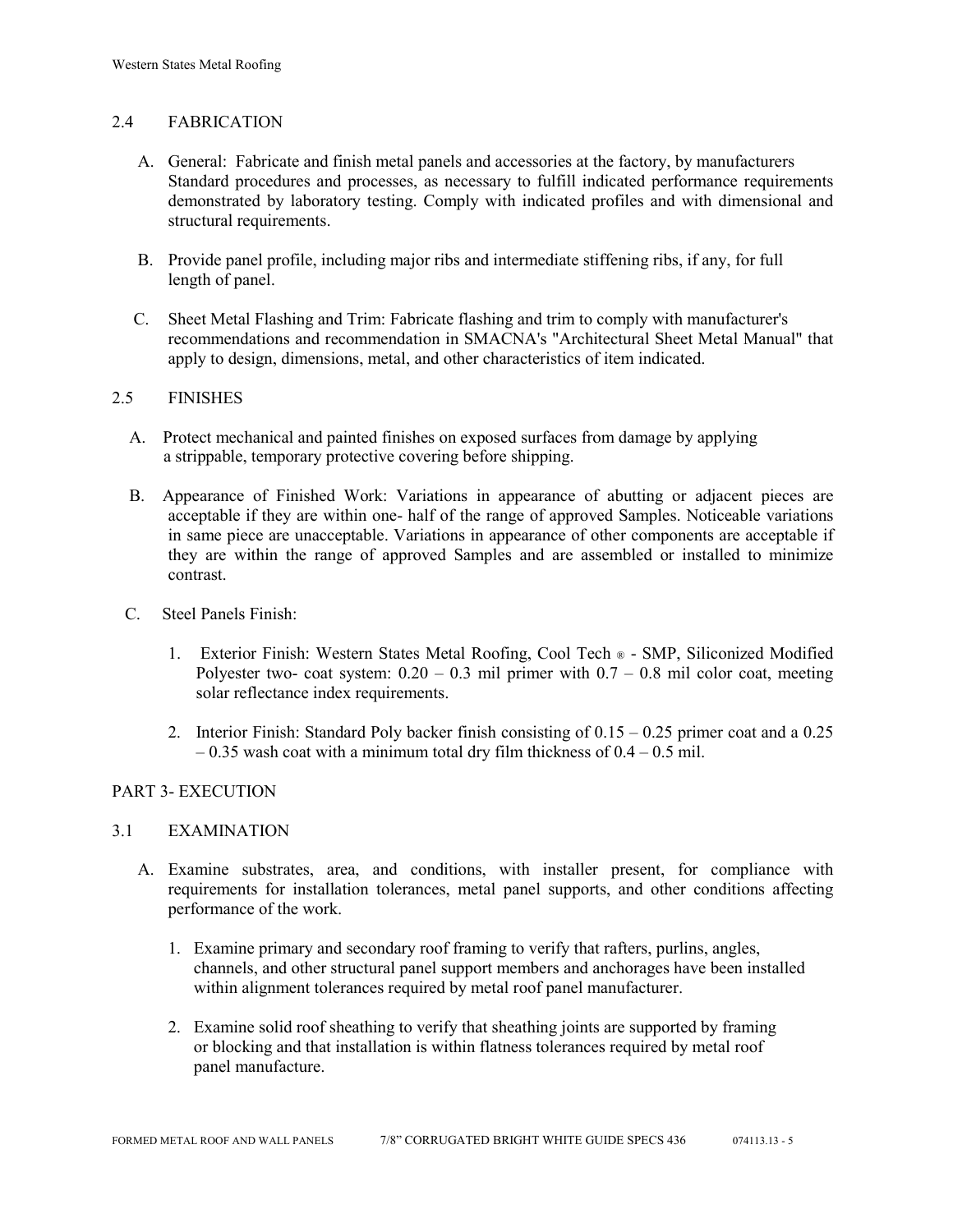## 2.4 FABRICATION

A. General: Fabricate and finish metal panels and accessories at the factory, by manufacturers Standard procedures and processes, as necessary to fulfill indicated performance requirements demonstrated by laboratory testing. Comply with indicated profiles and with dimensional and structural requirements.

B. Provide panel profile, including major ribs and intermediate stiffening ribs, if any, for full length of panel.

C. Sheet Metal Flashing and Trim: Fabricate flashing and trim to comply with manufacturer's recommendations and recommendation in SMACNA's "Architectural Sheet Metal Manual" that apply to design, dimensions, metal, and other characteristics of item indicated.

## 2.5 FINISHES

A. Protect mechanical and painted finishes on exposed surfaces from damage by applying a strippable, temporary protective covering before shipping.

B. Appearance of Finished Work: Variations in appearance of abutting or adjacent pieces are acceptable if they are within one- half of the range of approved Samples. Noticeable variations in same piece are unacceptable. Variations in appearance of other components are acceptable if they are within the range of approved Samples and are assembled or installed to minimize contrast.

C. Steel Panels Finish:

1. Exterior Finish: Western States Metal Roofing, Cool Tech ® - SMP, Siliconized Modified Polyester two- coat system: 0.20 – 0.3 mil primer with 0.7 – 0.8 mil color coat, meeting solar reflectance index requirements.

2. Interior Finish: Standard Poly backer finish consisting of 0.15 – 0.25 primer coat and a 0.25 – 0.35 wash coat with a minimum total dry film thickness of 0.4 – 0.5 mil.

# PART 3- EXECUTION

## 3.1 EXAMINATION

A. Examine substrates, area, and conditions, with installer present, for compliance with requirements for installation tolerances, metal panel supports, and other conditions affecting performance of the work.

1. Examine primary and secondary roof framing to verify that rafters, purlins, angles, channels, and other structural panel support members and anchorages have been installed within alignment tolerances required by metal roof panel manufacturer.

2. Examine solid roof sheathing to verify that sheathing joints are supported by framing or blocking and that installation is within flatness tolerances required by metal roof panel manufacture.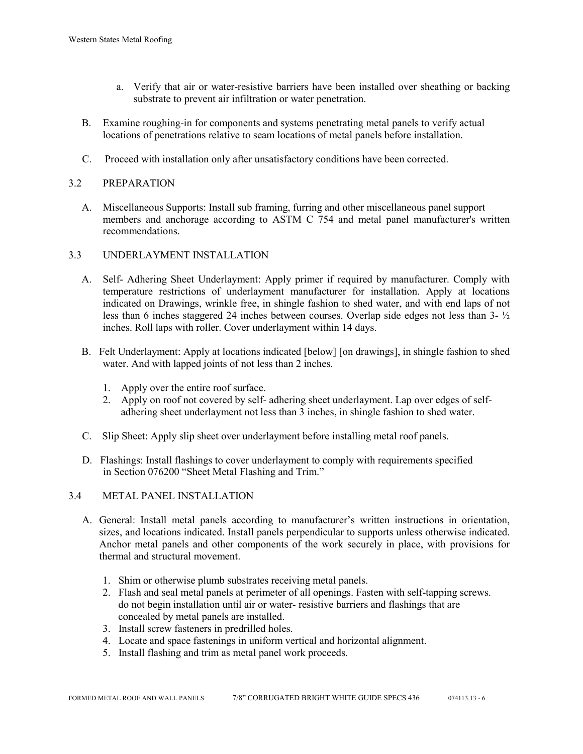a. Verify that air or water-resistive barriers have been installed over sheathing or backing substrate to prevent air infiltration or water penetration.

B. Examine roughing-in for components and systems penetrating metal panels to verify actual locations of penetrations relative to seam locations of metal panels before installation.

C. Proceed with installation only after unsatisfactory conditions have been corrected.

## 3.2 PREPARATION

A. Miscellaneous Supports: Install sub framing, furring and other miscellaneous panel support members and anchorage according to ASTM C 754 and metal panel manufacturer's written recommendations.

## 3.3 UNDERLAYMENT INSTALLATION

A. Self- Adhering Sheet Underlayment: Apply primer if required by manufacturer. Comply with temperature restrictions of underlayment manufacturer for installation. Apply at locations indicated on Drawings, wrinkle free, in shingle fashion to shed water, and with end laps of not less than 6 inches staggered 24 inches between courses. Overlap side edges not less than 3- ½ inches. Roll laps with roller. Cover underlayment within 14 days.

B. Felt Underlayment: Apply at locations indicated [below] [on drawings], in shingle fashion to shed water. And with lapped joints of not less than 2 inches.

1. Apply over the entire roof surface.
2. Apply on roof not covered by self- adhering sheet underlayment. Lap over edges of self-adhering sheet underlayment not less than 3 inches, in shingle fashion to shed water.

C. Slip Sheet: Apply slip sheet over underlayment before installing metal roof panels.

D. Flashings: Install flashings to cover underlayment to comply with requirements specified in Section 076200 "Sheet Metal Flashing and Trim."

## 3.4 METAL PANEL INSTALLATION

A. General: Install metal panels according to manufacturer's written instructions in orientation, sizes, and locations indicated. Install panels perpendicular to supports unless otherwise indicated. Anchor metal panels and other components of the work securely in place, with provisions for thermal and structural movement.

1. Shim or otherwise plumb substrates receiving metal panels.
2. Flash and seal metal panels at perimeter of all openings. Fasten with self-tapping screws. do not begin installation until air or water- resistive barriers and flashings that are concealed by metal panels are installed.
3. Install screw fasteners in predrilled holes.
4. Locate and space fastenings in uniform vertical and horizontal alignment.
5. Install flashing and trim as metal panel work proceeds.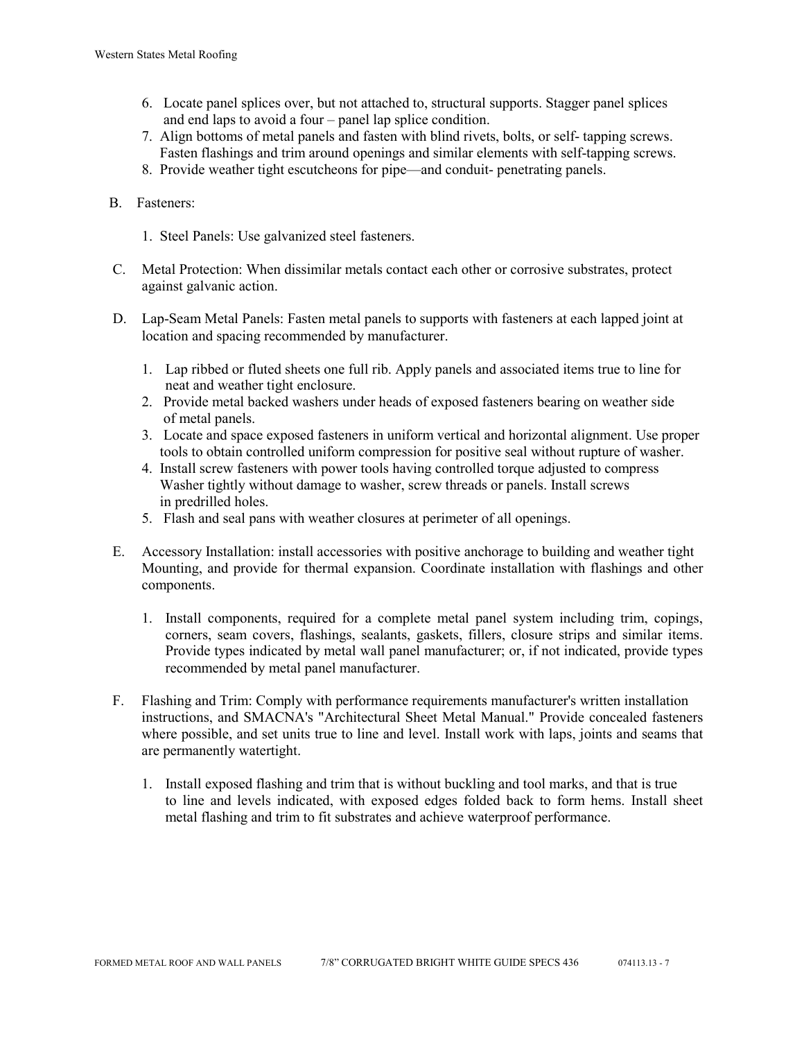6. Locate panel splices over, but not attached to, structural supports. Stagger panel splices and end laps to avoid a four – panel lap splice condition.
7. Align bottoms of metal panels and fasten with blind rivets, bolts, or self- tapping screws. Fasten flashings and trim around openings and similar elements with self-tapping screws.
8. Provide weather tight escutcheons for pipe—and conduit- penetrating panels.

B. Fasteners:

   1. Steel Panels: Use galvanized steel fasteners.

C. Metal Protection: When dissimilar metals contact each other or corrosive substrates, protect against galvanic action.

D. Lap-Seam Metal Panels: Fasten metal panels to supports with fasteners at each lapped joint at location and spacing recommended by manufacturer.

   1. Lap ribbed or fluted sheets one full rib. Apply panels and associated items true to line for neat and weather tight enclosure.
   2. Provide metal backed washers under heads of exposed fasteners bearing on weather side of metal panels.
   3. Locate and space exposed fasteners in uniform vertical and horizontal alignment. Use proper tools to obtain controlled uniform compression for positive seal without rupture of washer.
   4. Install screw fasteners with power tools having controlled torque adjusted to compress Washer tightly without damage to washer, screw threads or panels. Install screws in predrilled holes.
   5. Flash and seal pans with weather closures at perimeter of all openings.

E. Accessory Installation: install accessories with positive anchorage to building and weather tight Mounting, and provide for thermal expansion. Coordinate installation with flashings and other components.

   1. Install components, required for a complete metal panel system including trim, copings, corners, seam covers, flashings, sealants, gaskets, fillers, closure strips and similar items. Provide types indicated by metal wall panel manufacturer; or, if not indicated, provide types recommended by metal panel manufacturer.

F. Flashing and Trim: Comply with performance requirements manufacturer's written installation instructions, and SMACNA's "Architectural Sheet Metal Manual." Provide concealed fasteners where possible, and set units true to line and level. Install work with laps, joints and seams that are permanently watertight.

   1. Install exposed flashing and trim that is without buckling and tool marks, and that is true to line and levels indicated, with exposed edges folded back to form hems. Install sheet metal flashing and trim to fit substrates and achieve waterproof performance.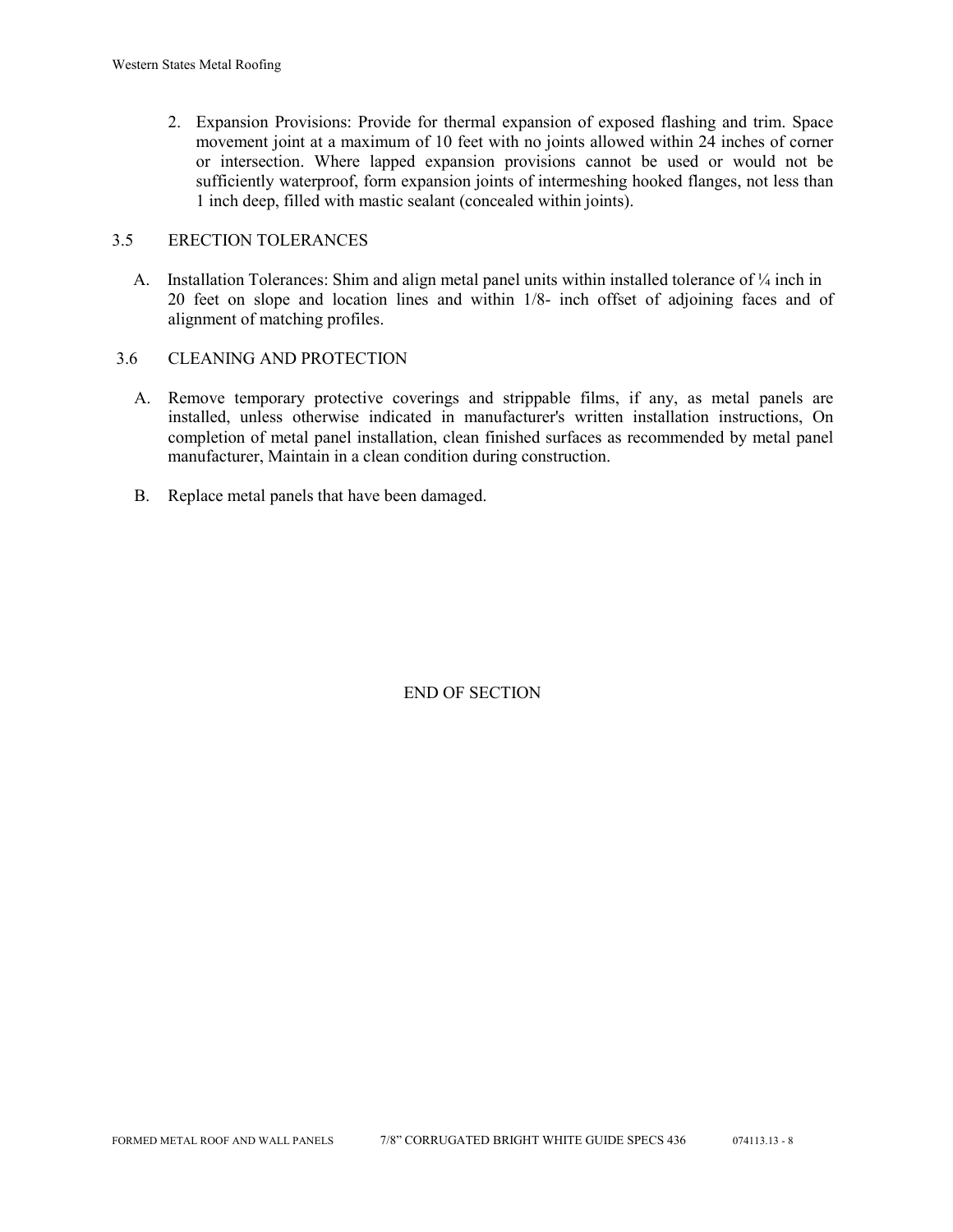2. Expansion Provisions: Provide for thermal expansion of exposed flashing and trim. Space movement joint at a maximum of 10 feet with no joints allowed within 24 inches of corner or intersection. Where lapped expansion provisions cannot be used or would not be sufficiently waterproof, form expansion joints of intermeshing hooked flanges, not less than 1 inch deep, filled with mastic sealant (concealed within joints).

## 3.5 ERECTION TOLERANCES

A. Installation Tolerances: Shim and align metal panel units within installed tolerance of ¼ inch in 20 feet on slope and location lines and within 1/8- inch offset of adjoining faces and of alignment of matching profiles.

## 3.6 CLEANING AND PROTECTION

A. Remove temporary protective coverings and strippable films, if any, as metal panels are installed, unless otherwise indicated in manufacturer's written installation instructions, On completion of metal panel installation, clean finished surfaces as recommended by metal panel manufacturer, Maintain in a clean condition during construction.

B. Replace metal panels that have been damaged.

END OF SECTION